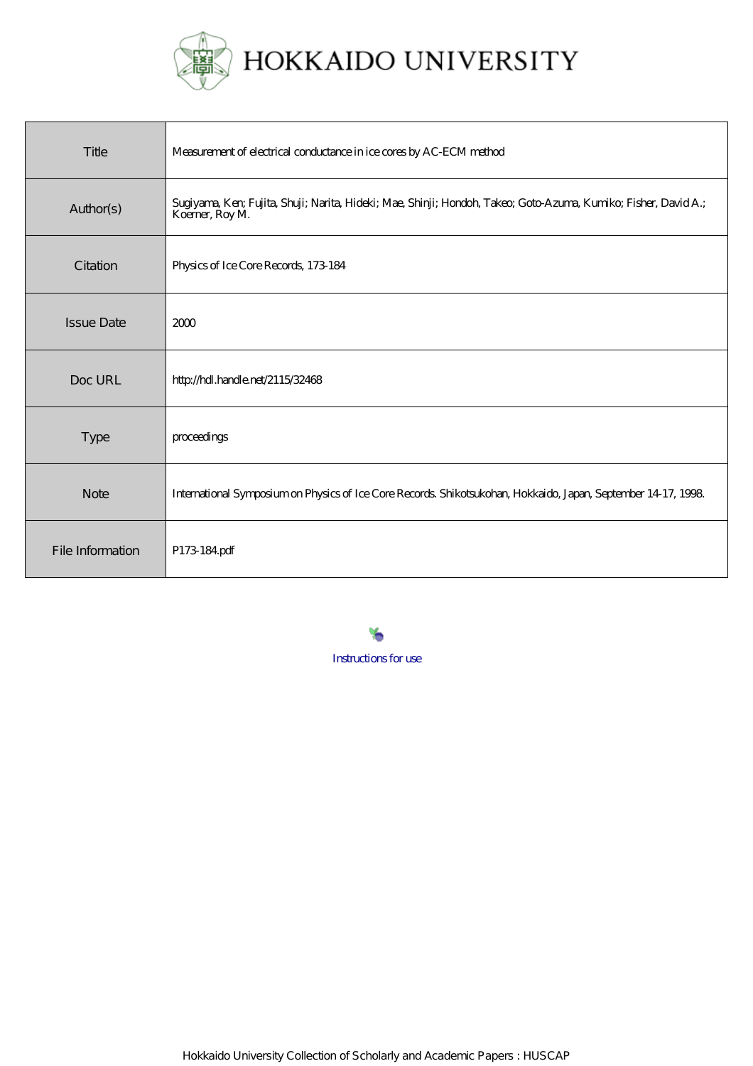# HOKKAIDO UNIVERSITY

| | |
|---|---|
| Title | Measurement of electrical conductance in ice cores by AC-ECM method |
| Author(s) | Sugiyama, Ken; Fujita, Shuji; Narita, Hideki; Mae, Shinji; Hondoh, Takeo; Goto-Azuma, Kumiko; Fisher, David A.; Koerner, Roy M. |
| Citation | Physics of Ice Core Records, 173-184 |
| Issue Date | 2000 |
| Doc URL | http://hdl.handle.net/2115/32468 |
| Type | proceedings |
| Note | International Symposium on Physics of Ice Core Records. Shikotsukohan, Hokkaido, Japan, September 14-17, 1998. |
| File Information | P173-184.pdf |

Instructions for use

Hokkaido University Collection of Scholarly and Academic Papers : HUSCAP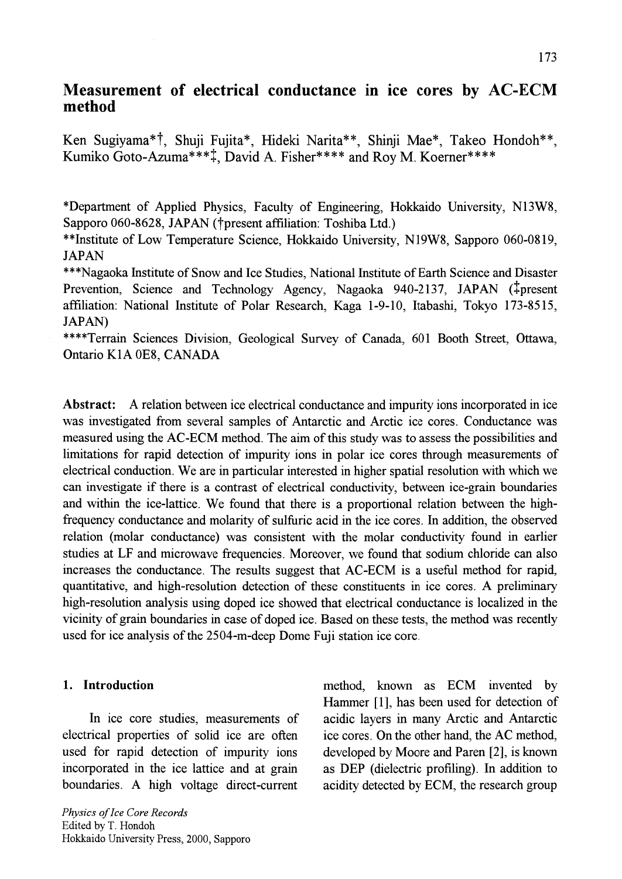# Measurement of electrical conductance in ice cores by AC-ECM method

Ken Sugiyama*†, Shuji Fujita*, Hideki Narita**, Shinji Mae*, Takeo Hondoh**, Kumiko Goto-Azuma***‡, David A. Fisher**** and Roy M. Koerner****

*Department of Applied Physics, Faculty of Engineering, Hokkaido University, N13W8, Sapporo 060-8628, JAPAN (†present affiliation: Toshiba Ltd.)

**Institute of Low Temperature Science, Hokkaido University, N19W8, Sapporo 060-0819, JAPAN

***Nagaoka Institute of Snow and Ice Studies, National Institute of Earth Science and Disaster Prevention, Science and Technology Agency, Nagaoka 940-2137, JAPAN (‡present affiliation: National Institute of Polar Research, Kaga 1-9-10, Itabashi, Tokyo 173-8515, JAPAN)

****Terrain Sciences Division, Geological Survey of Canada, 601 Booth Street, Ottawa, Ontario K1A 0E8, CANADA

**Abstract:** A relation between ice electrical conductance and impurity ions incorporated in ice was investigated from several samples of Antarctic and Arctic ice cores. Conductance was measured using the AC-ECM method. The aim of this study was to assess the possibilities and limitations for rapid detection of impurity ions in polar ice cores through measurements of electrical conduction. We are in particular interested in higher spatial resolution with which we can investigate if there is a contrast of electrical conductivity, between ice-grain boundaries and within the ice-lattice. We found that there is a proportional relation between the high-frequency conductance and molarity of sulfuric acid in the ice cores. In addition, the observed relation (molar conductance) was consistent with the molar conductivity found in earlier studies at LF and microwave frequencies. Moreover, we found that sodium chloride can also increases the conductance. The results suggest that AC-ECM is a useful method for rapid, quantitative, and high-resolution detection of these constituents in ice cores. A preliminary high-resolution analysis using doped ice showed that electrical conductance is localized in the vicinity of grain boundaries in case of doped ice. Based on these tests, the method was recently used for ice analysis of the 2504-m-deep Dome Fuji station ice core.

## 1. Introduction

In ice core studies, measurements of electrical properties of solid ice are often used for rapid detection of impurity ions incorporated in the ice lattice and at grain boundaries. A high voltage direct-current method, known as ECM invented by Hammer [1], has been used for detection of acidic layers in many Arctic and Antarctic ice cores. On the other hand, the AC method, developed by Moore and Paren [2], is known as DEP (dielectric profiling). In addition to acidity detected by ECM, the research group

*Physics of Ice Core Records*
Edited by T. Hondoh
Hokkaido University Press, 2000, Sapporo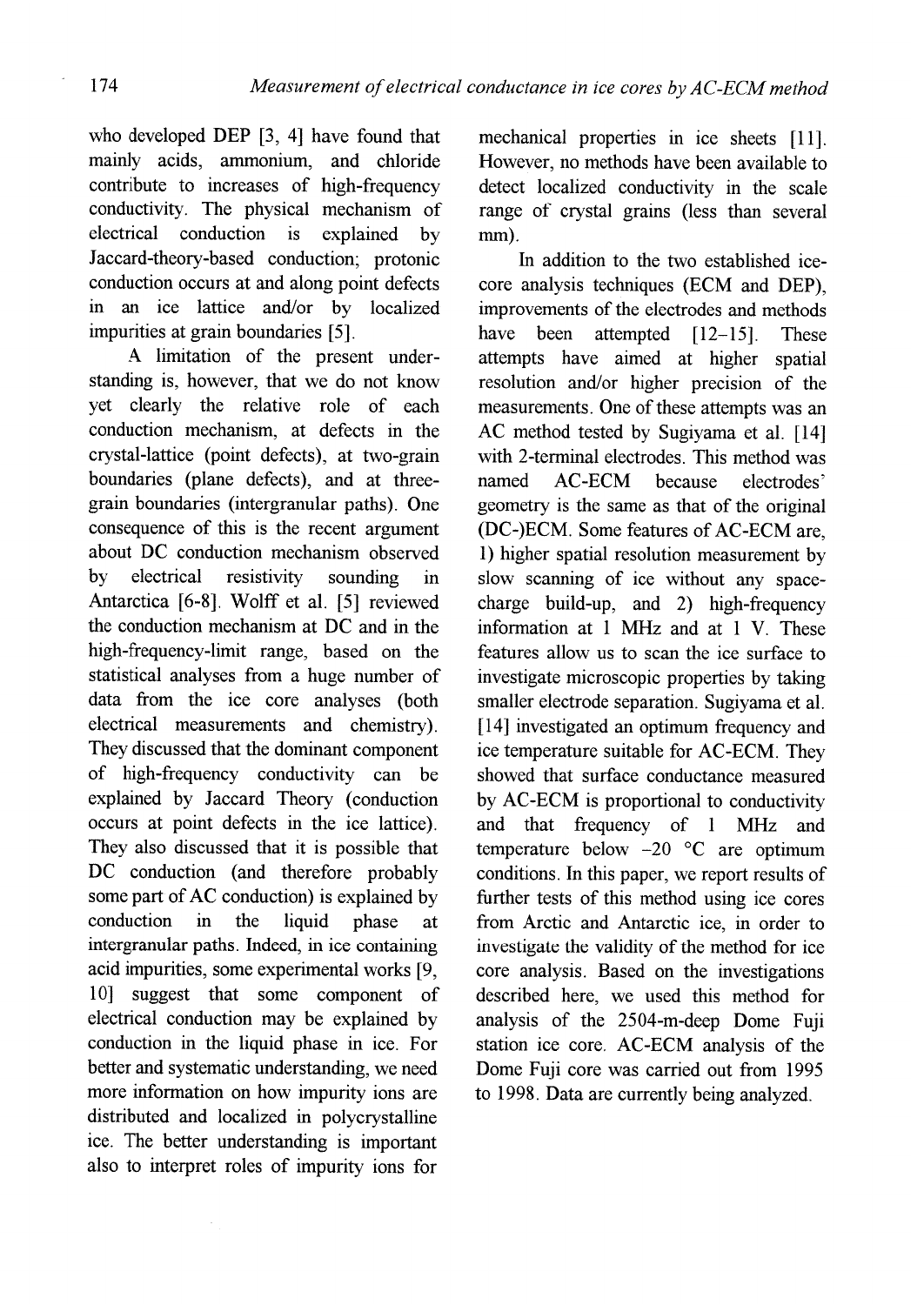who developed DEP [3, 4] have found that mainly acids, ammonium, and chloride contribute to increases of high-frequency conductivity. The physical mechanism of electrical conduction is explained by Jaccard-theory-based conduction; protonic conduction occurs at and along point defects in an ice lattice and/or by localized impurities at grain boundaries [5].

A limitation of the present understanding is, however, that we do not know yet clearly the relative role of each conduction mechanism, at defects in the crystal-lattice (point defects), at two-grain boundaries (plane defects), and at three-grain boundaries (intergranular paths). One consequence of this is the recent argument about DC conduction mechanism observed by electrical resistivity sounding in Antarctica [6-8]. Wolff et al. [5] reviewed the conduction mechanism at DC and in the high-frequency-limit range, based on the statistical analyses from a huge number of data from the ice core analyses (both electrical measurements and chemistry). They discussed that the dominant component of high-frequency conductivity can be explained by Jaccard Theory (conduction occurs at point defects in the ice lattice). They also discussed that it is possible that DC conduction (and therefore probably some part of AC conduction) is explained by conduction in the liquid phase at intergranular paths. Indeed, in ice containing acid impurities, some experimental works [9, 10] suggest that some component of electrical conduction may be explained by conduction in the liquid phase in ice. For better and systematic understanding, we need more information on how impurity ions are distributed and localized in polycrystalline ice. The better understanding is important also to interpret roles of impurity ions for mechanical properties in ice sheets [11]. However, no methods have been available to detect localized conductivity in the scale range of crystal grains (less than several mm).

In addition to the two established ice-core analysis techniques (ECM and DEP), improvements of the electrodes and methods have been attempted [12–15]. These attempts have aimed at higher spatial resolution and/or higher precision of the measurements. One of these attempts was an AC method tested by Sugiyama et al. [14] with 2-terminal electrodes. This method was named AC-ECM because electrodes' geometry is the same as that of the original (DC-)ECM. Some features of AC-ECM are, 1) higher spatial resolution measurement by slow scanning of ice without any space-charge build-up, and 2) high-frequency information at 1 MHz and at 1 V. These features allow us to scan the ice surface to investigate microscopic properties by taking smaller electrode separation. Sugiyama et al. [14] investigated an optimum frequency and ice temperature suitable for AC-ECM. They showed that surface conductance measured by AC-ECM is proportional to conductivity and that frequency of 1 MHz and temperature below −20 °C are optimum conditions. In this paper, we report results of further tests of this method using ice cores from Arctic and Antarctic ice, in order to investigate the validity of the method for ice core analysis. Based on the investigations described here, we used this method for analysis of the 2504-m-deep Dome Fuji station ice core. AC-ECM analysis of the Dome Fuji core was carried out from 1995 to 1998. Data are currently being analyzed.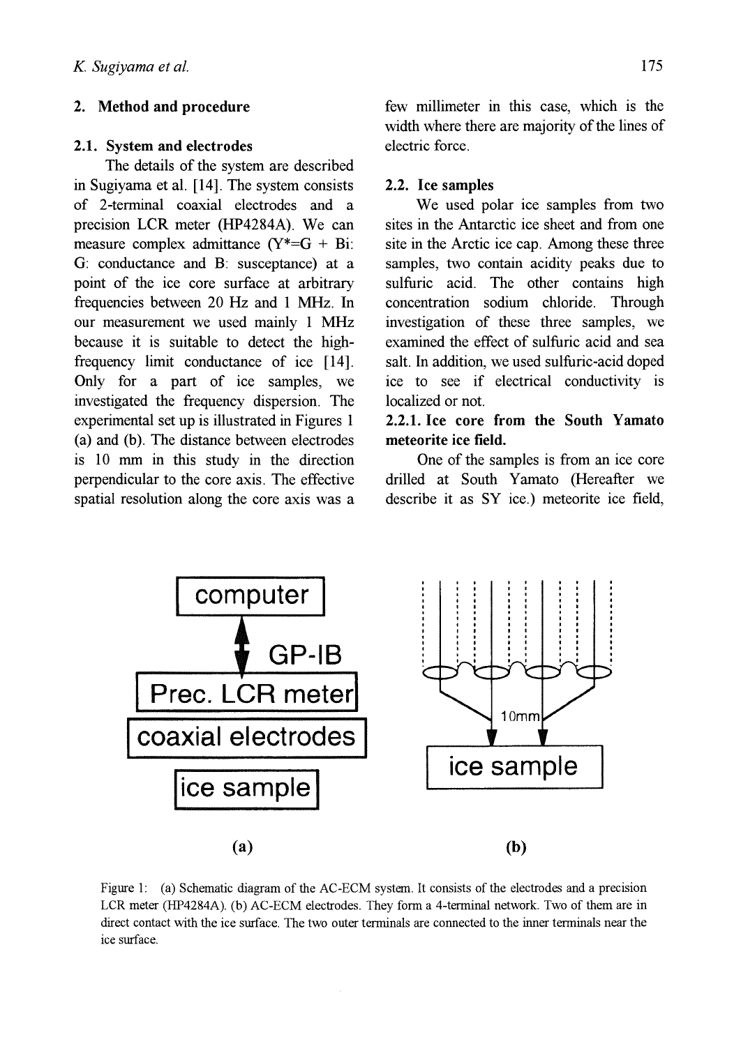## 2. Method and procedure

### 2.1. System and electrodes

The details of the system are described in Sugiyama et al. [14]. The system consists of 2-terminal coaxial electrodes and a precision LCR meter (HP4284A). We can measure complex admittance ($Y^*=G + Bi$: G: conductance and B: susceptance) at a point of the ice core surface at arbitrary frequencies between 20 Hz and 1 MHz. In our measurement we used mainly 1 MHz because it is suitable to detect the high-frequency limit conductance of ice [14]. Only for a part of ice samples, we investigated the frequency dispersion. The experimental set up is illustrated in Figures 1 (a) and (b). The distance between electrodes is 10 mm in this study in the direction perpendicular to the core axis. The effective spatial resolution along the core axis was a few millimeter in this case, which is the width where there are majority of the lines of electric force.

### 2.2. Ice samples

We used polar ice samples from two sites in the Antarctic ice sheet and from one site in the Arctic ice cap. Among these three samples, two contain acidity peaks due to sulfuric acid. The other contains high concentration sodium chloride. Through investigation of these three samples, we examined the effect of sulfuric acid and sea salt. In addition, we used sulfuric-acid doped ice to see if electrical conductivity is localized or not.

#### 2.2.1. Ice core from the South Yamato meteorite ice field.

One of the samples is from an ice core drilled at South Yamato (Hereafter we describe it as SY ice.) meteorite ice field,

Figure 1: (a) Schematic diagram of the AC-ECM system. It consists of the electrodes and a precision LCR meter (HP4284A). (b) AC-ECM electrodes. They form a 4-terminal network. Two of them are in direct contact with the ice surface. The two outer terminals are connected to the inner terminals near the ice surface.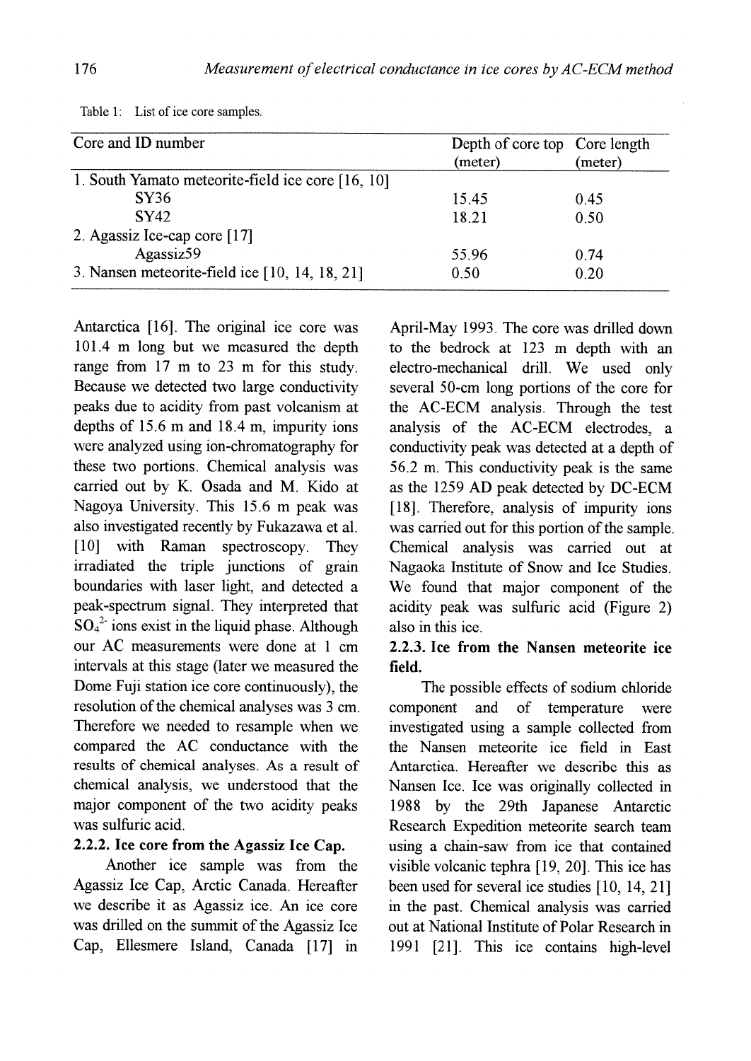Table 1: List of ice core samples.

| Core and ID number | Depth of core top (meter) | Core length (meter) |
|---|---|---|
| 1. South Yamato meteorite-field ice core [16, 10] | | |
| SY36 | 15.45 | 0.45 |
| SY42 | 18.21 | 0.50 |
| 2. Agassiz Ice-cap core [17] | | |
| Agassiz59 | 55.96 | 0.74 |
| 3. Nansen meteorite-field ice [10, 14, 18, 21] | 0.50 | 0.20 |

Antarctica [16]. The original ice core was 101.4 m long but we measured the depth range from 17 m to 23 m for this study. Because we detected two large conductivity peaks due to acidity from past volcanism at depths of 15.6 m and 18.4 m, impurity ions were analyzed using ion-chromatography for these two portions. Chemical analysis was carried out by K. Osada and M. Kido at Nagoya University. This 15.6 m peak was also investigated recently by Fukazawa et al. [10] with Raman spectroscopy. They irradiated the triple junctions of grain boundaries with laser light, and detected a peak-spectrum signal. They interpreted that $SO_4^{2-}$ ions exist in the liquid phase. Although our AC measurements were done at 1 cm intervals at this stage (later we measured the Dome Fuji station ice core continuously), the resolution of the chemical analyses was 3 cm. Therefore we needed to resample when we compared the AC conductance with the results of chemical analyses. As a result of chemical analysis, we understood that the major component of the two acidity peaks was sulfuric acid.

### 2.2.2. Ice core from the Agassiz Ice Cap.

Another ice sample was from the Agassiz Ice Cap, Arctic Canada. Hereafter we describe it as Agassiz ice. An ice core was drilled on the summit of the Agassiz Ice Cap, Ellesmere Island, Canada [17] in April-May 1993. The core was drilled down to the bedrock at 123 m depth with an electro-mechanical drill. We used only several 50-cm long portions of the core for the AC-ECM analysis. Through the test analysis of the AC-ECM electrodes, a conductivity peak was detected at a depth of 56.2 m. This conductivity peak is the same as the 1259 AD peak detected by DC-ECM [18]. Therefore, analysis of impurity ions was carried out for this portion of the sample. Chemical analysis was carried out at Nagaoka Institute of Snow and Ice Studies. We found that major component of the acidity peak was sulfuric acid (Figure 2) also in this ice.

### 2.2.3. Ice from the Nansen meteorite ice field.

The possible effects of sodium chloride component and of temperature were investigated using a sample collected from the Nansen meteorite ice field in East Antarctica. Hereafter we describe this as Nansen Ice. Ice was originally collected in 1988 by the 29th Japanese Antarctic Research Expedition meteorite search team using a chain-saw from ice that contained visible volcanic tephra [19, 20]. This ice has been used for several ice studies [10, 14, 21] in the past. Chemical analysis was carried out at National Institute of Polar Research in 1991 [21]. This ice contains high-level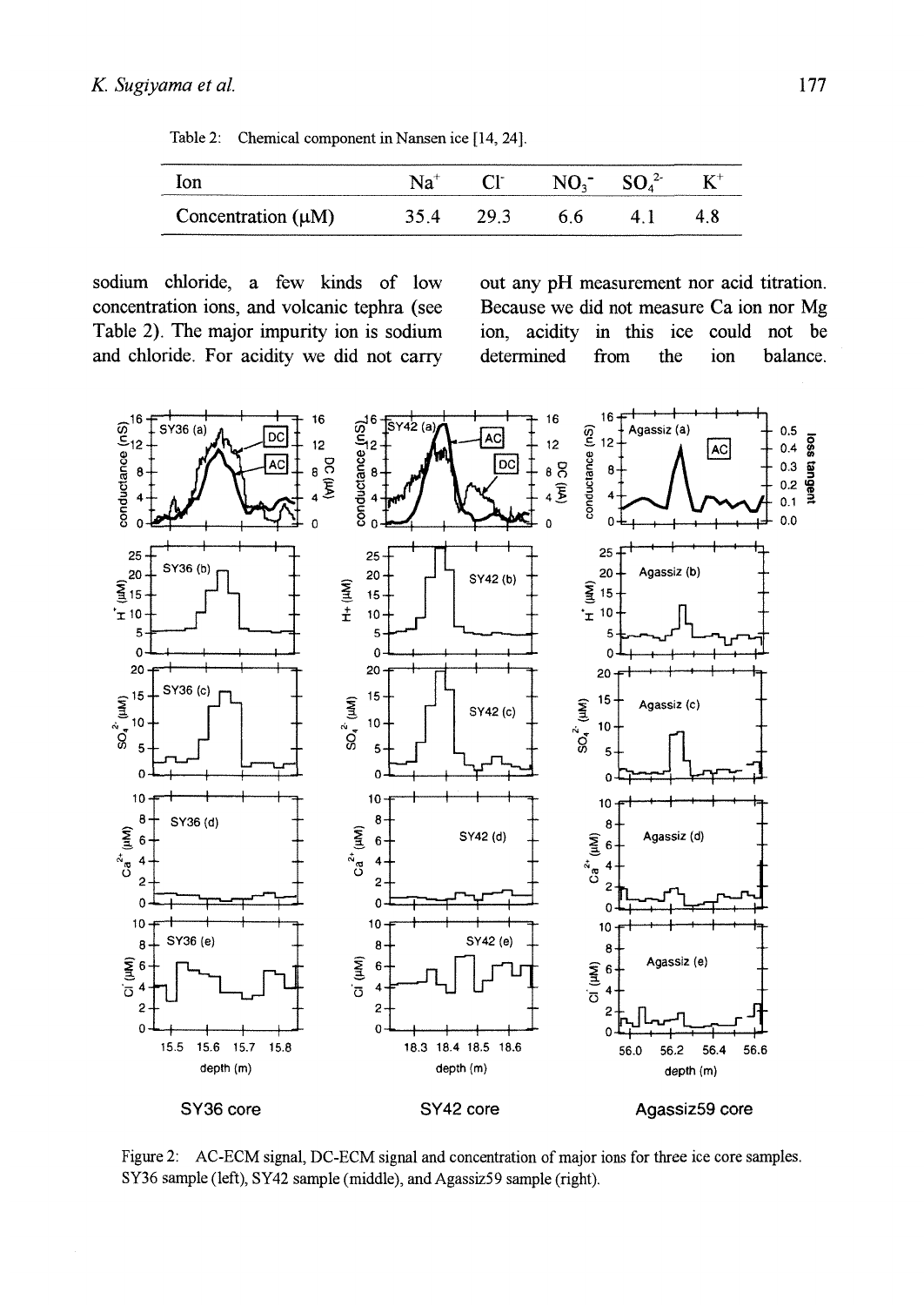Table 2: Chemical component in Nansen ice [14, 24].

| Ion | $Na^+$ | $Cl^-$ | $NO_3^-$ | $SO_4^{2-}$ | $K^+$ |
|---|---|---|---|---|---|
| Concentration (μM) | 35.4 | 29.3 | 6.6 | 4.1 | 4.8 |

sodium chloride, a few kinds of low concentration ions, and volcanic tephra (see Table 2). The major impurity ion is sodium and chloride. For acidity we did not carry out any pH measurement nor acid titration. Because we did not measure Ca ion nor Mg ion, acidity in this ice could not be determined from the ion balance.

Figure 2: AC-ECM signal, DC-ECM signal and concentration of major ions for three ice core samples. SY36 sample (left), SY42 sample (middle), and Agassiz59 sample (right).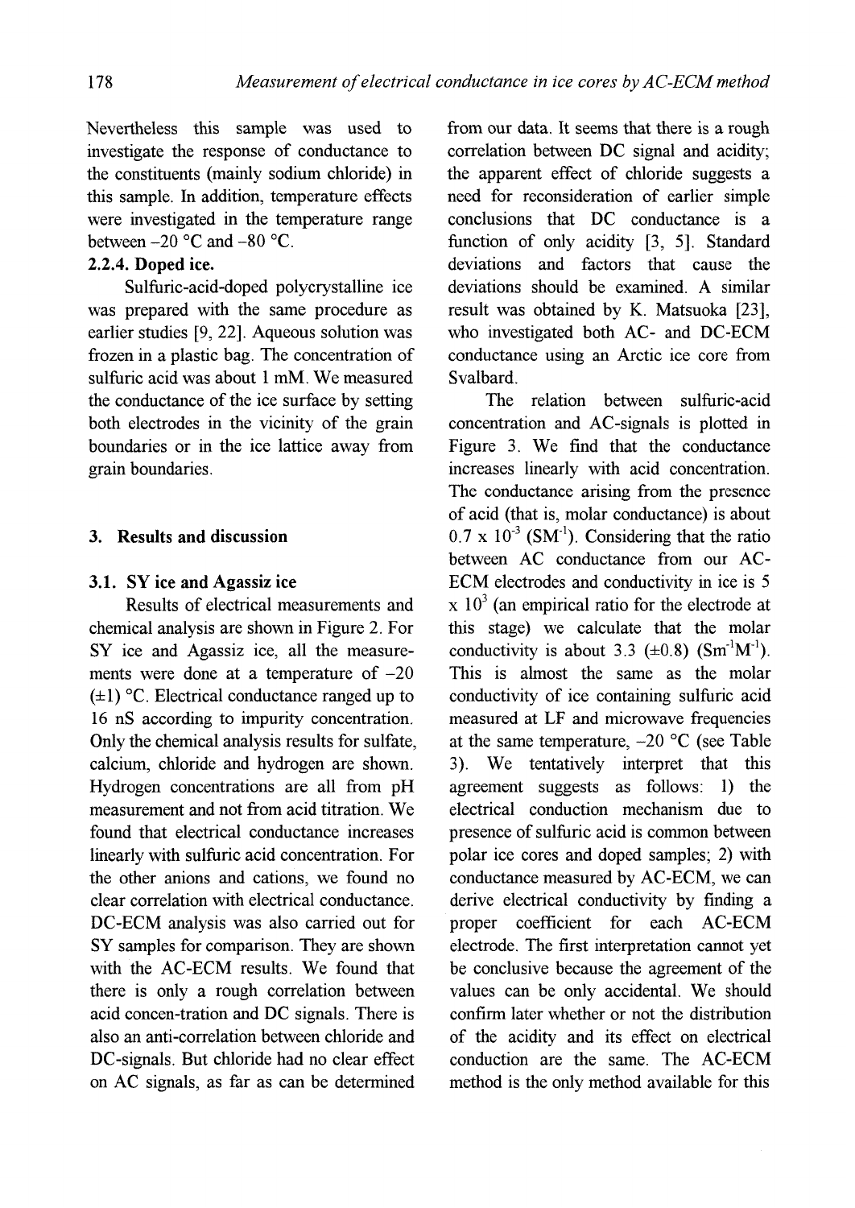Nevertheless this sample was used to investigate the response of conductance to the constituents (mainly sodium chloride) in this sample. In addition, temperature effects were investigated in the temperature range between –20 °C and –80 °C.

### 2.2.4. Doped ice.

Sulfuric-acid-doped polycrystalline ice was prepared with the same procedure as earlier studies [9, 22]. Aqueous solution was frozen in a plastic bag. The concentration of sulfuric acid was about 1 mM. We measured the conductance of the ice surface by setting both electrodes in the vicinity of the grain boundaries or in the ice lattice away from grain boundaries.

## 3. Results and discussion

### 3.1. SY ice and Agassiz ice

Results of electrical measurements and chemical analysis are shown in Figure 2. For SY ice and Agassiz ice, all the measurements were done at a temperature of –20 (±1) °C. Electrical conductance ranged up to 16 nS according to impurity concentration. Only the chemical analysis results for sulfate, calcium, chloride and hydrogen are shown. Hydrogen concentrations are all from pH measurement and not from acid titration. We found that electrical conductance increases linearly with sulfuric acid concentration. For the other anions and cations, we found no clear correlation with electrical conductance. DC-ECM analysis was also carried out for SY samples for comparison. They are shown with the AC-ECM results. We found that there is only a rough correlation between acid concen-tration and DC signals. There is also an anti-correlation between chloride and DC-signals. But chloride had no clear effect on AC signals, as far as can be determined from our data. It seems that there is a rough correlation between DC signal and acidity; the apparent effect of chloride suggests a need for reconsideration of earlier simple conclusions that DC conductance is a function of only acidity [3, 5]. Standard deviations and factors that cause the deviations should be examined. A similar result was obtained by K. Matsuoka [23], who investigated both AC- and DC-ECM conductance using an Arctic ice core from Svalbard.

The relation between sulfuric-acid concentration and AC-signals is plotted in Figure 3. We find that the conductance increases linearly with acid concentration. The conductance arising from the presence of acid (that is, molar conductance) is about $0.7 \times 10^{-3}$ ($SM^{-1}$). Considering that the ratio between AC conductance from our AC-ECM electrodes and conductivity in ice is $5 \times 10^{3}$ (an empirical ratio for the electrode at this stage) we calculate that the molar conductivity is about 3.3 (±0.8) ($Sm^{-1}M^{-1}$). This is almost the same as the molar conductivity of ice containing sulfuric acid measured at LF and microwave frequencies at the same temperature, –20 °C (see Table 3). We tentatively interpret that this agreement suggests as follows: 1) the electrical conduction mechanism due to presence of sulfuric acid is common between polar ice cores and doped samples; 2) with conductance measured by AC-ECM, we can derive electrical conductivity by finding a proper coefficient for each AC-ECM electrode. The first interpretation cannot yet be conclusive because the agreement of the values can be only accidental. We should confirm later whether or not the distribution of the acidity and its effect on electrical conduction are the same. The AC-ECM method is the only method available for this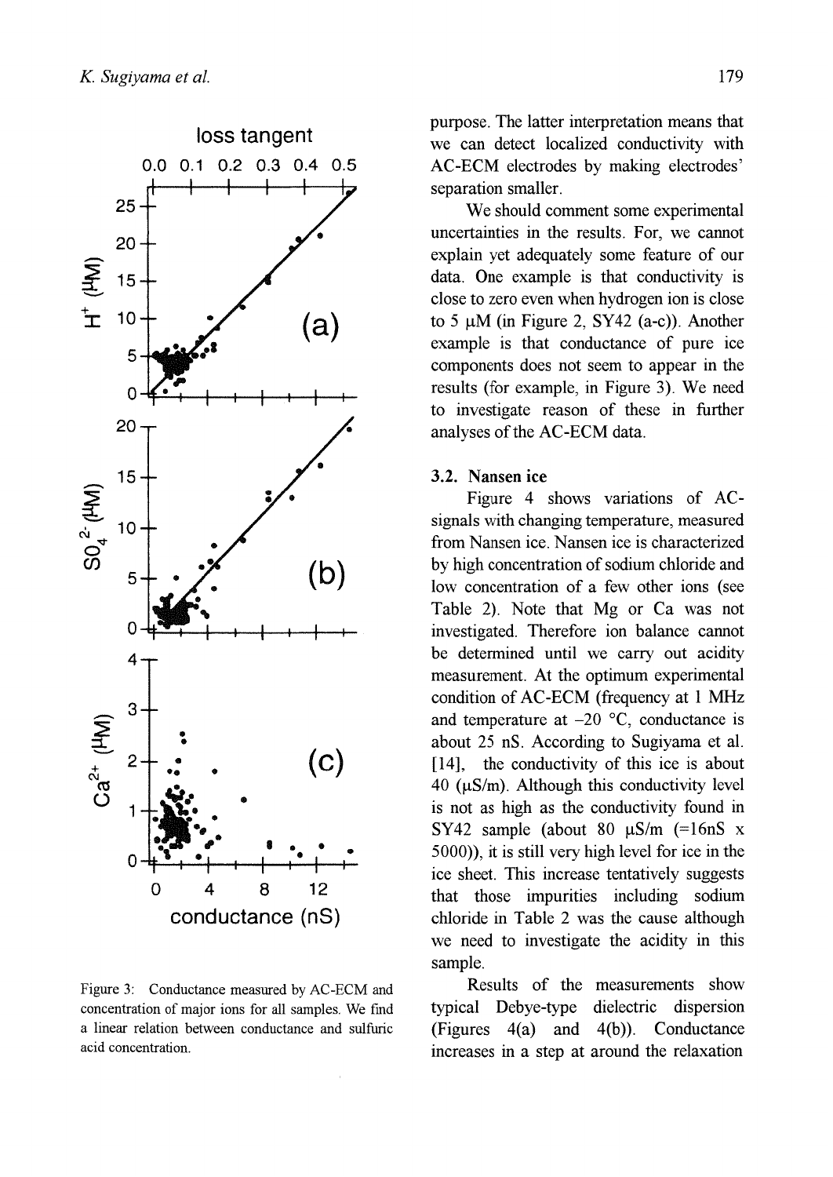Figure 3: Conductance measured by AC-ECM and concentration of major ions for all samples. We find a linear relation between conductance and sulfuric acid concentration.

purpose. The latter interpretation means that we can detect localized conductivity with AC-ECM electrodes by making electrodes' separation smaller.

We should comment some experimental uncertainties in the results. For, we cannot explain yet adequately some feature of our data. One example is that conductivity is close to zero even when hydrogen ion is close to 5 μM (in Figure 2, SY42 (a-c)). Another example is that conductance of pure ice components does not seem to appear in the results (for example, in Figure 3). We need to investigate reason of these in further analyses of the AC-ECM data.

### 3.2. Nansen ice

Figure 4 shows variations of AC-signals with changing temperature, measured from Nansen ice. Nansen ice is characterized by high concentration of sodium chloride and low concentration of a few other ions (see Table 2). Note that Mg or Ca was not investigated. Therefore ion balance cannot be determined until we carry out acidity measurement. At the optimum experimental condition of AC-ECM (frequency at 1 MHz and temperature at −20 °C, conductance is about 25 nS. According to Sugiyama et al. [14], the conductivity of this ice is about 40 (μS/m). Although this conductivity level is not as high as the conductivity found in SY42 sample (about 80 μS/m (=16nS x 5000)), it is still very high level for ice in the ice sheet. This increase tentatively suggests that those impurities including sodium chloride in Table 2 was the cause although we need to investigate the acidity in this sample.

Results of the measurements show typical Debye-type dielectric dispersion (Figures 4(a) and 4(b)). Conductance increases in a step at around the relaxation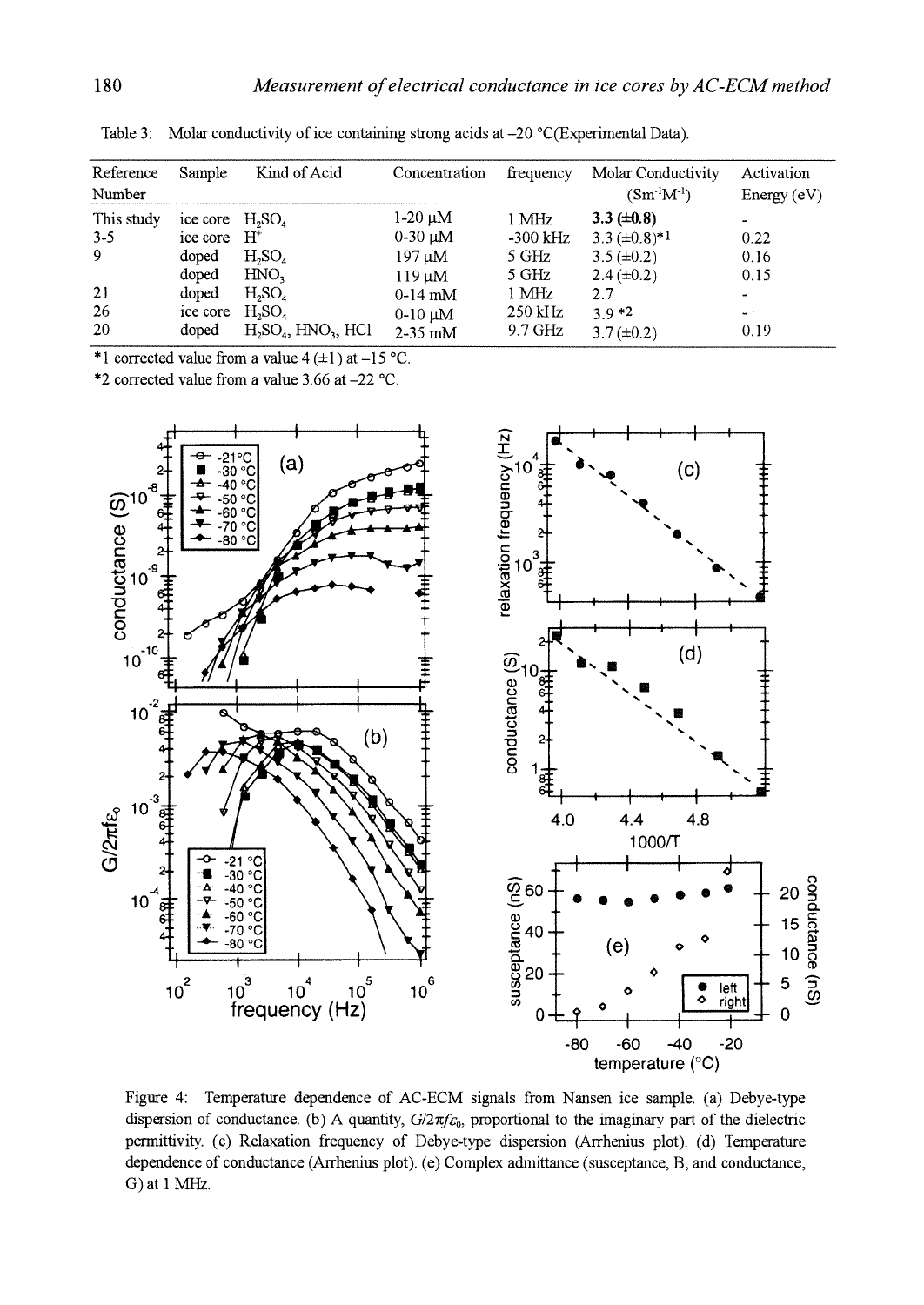Table 3: Molar conductivity of ice containing strong acids at –20 °C(Experimental Data).

| Reference Number | Sample | Kind of Acid | Concentration | frequency | Molar Conductivity ($Sm^{-1}M^{-1}$) | Activation Energy (eV) |
|---|---|---|---|---|---|---|
| This study | ice core | $H_2SO_4$ | 1-20 μM | 1 MHz | **3.3 (±0.8)** | - |
| 3-5 | ice core | $H^+$ | 0-30 μM | -300 kHz | 3.3 (±0.8)*1 | 0.22 |
| 9 | doped | $H_2SO_4$ | 197 μM | 5 GHz | 3.5 (±0.2) | 0.16 |
| | doped | $HNO_3$ | 119 μM | 5 GHz | 2.4 (±0.2) | 0.15 |
| 21 | doped | $H_2SO_4$ | 0-14 mM | 1 MHz | 2.7 | - |
| 26 | ice core | $H_2SO_4$ | 0-10 μM | 250 kHz | 3.9 *2 | - |
| 20 | doped | $H_2SO_4$, $HNO_3$, HCl | 2-35 mM | 9.7 GHz | 3.7 (±0.2) | 0.19 |

*1 corrected value from a value 4 (±1) at –15 °C.
*2 corrected value from a value 3.66 at –22 °C.

Figure 4: Temperature dependence of AC-ECM signals from Nansen ice sample. (a) Debye-type dispersion of conductance. (b) A quantity, $G/2\pi f\varepsilon_0$, proportional to the imaginary part of the dielectric permittivity. (c) Relaxation frequency of Debye-type dispersion (Arrhenius plot). (d) Temperature dependence of conductance (Arrhenius plot). (e) Complex admittance (susceptance, B, and conductance, G) at 1 MHz.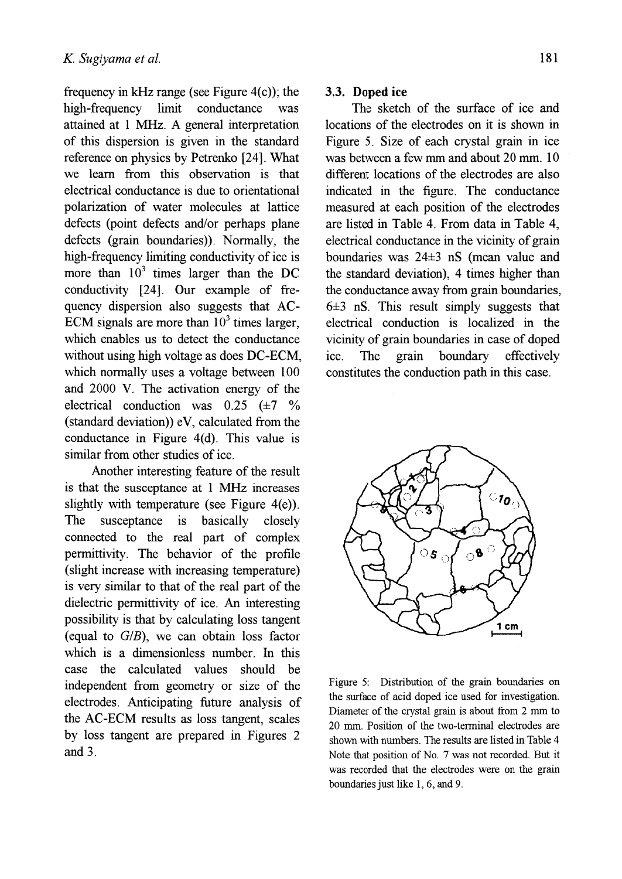frequency in kHz range (see Figure 4(c)); the high-frequency limit conductance was attained at 1 MHz. A general interpretation of this dispersion is given in the standard reference on physics by Petrenko [24]. What we learn from this observation is that electrical conductance is due to orientational polarization of water molecules at lattice defects (point defects and/or perhaps plane defects (grain boundaries)). Normally, the high-frequency limiting conductivity of ice is more than $10^3$ times larger than the DC conductivity [24]. Our example of frequency dispersion also suggests that AC-ECM signals are more than $10^3$ times larger, which enables us to detect the conductance without using high voltage as does DC-ECM, which normally uses a voltage between 100 and 2000 V. The activation energy of the electrical conduction was 0.25 (±7 % (standard deviation)) eV, calculated from the conductance in Figure 4(d). This value is similar from other studies of ice.

Another interesting feature of the result is that the susceptance at 1 MHz increases slightly with temperature (see Figure 4(e)). The susceptance is basically closely connected to the real part of complex permittivity. The behavior of the profile (slight increase with increasing temperature) is very similar to that of the real part of the dielectric permittivity of ice. An interesting possibility is that by calculating loss tangent (equal to $G/B$), we can obtain loss factor which is a dimensionless number. In this case the calculated values should be independent from geometry or size of the electrodes. Anticipating future analysis of the AC-ECM results as loss tangent, scales by loss tangent are prepared in Figures 2 and 3.

### 3.3. Doped ice

The sketch of the surface of ice and locations of the electrodes on it is shown in Figure 5. Size of each crystal grain in ice was between a few mm and about 20 mm. 10 different locations of the electrodes are also indicated in the figure. The conductance measured at each position of the electrodes are listed in Table 4. From data in Table 4, electrical conductance in the vicinity of grain boundaries was 24±3 nS (mean value and the standard deviation), 4 times higher than the conductance away from grain boundaries, 6±3 nS. This result simply suggests that electrical conduction is localized in the vicinity of grain boundaries in case of doped ice. The grain boundary effectively constitutes the conduction path in this case.

Figure 5: Distribution of the grain boundaries on the surface of acid doped ice used for investigation. Diameter of the crystal grain is about from 2 mm to 20 mm. Position of the two-terminal electrodes are shown with numbers. The results are listed in Table 4 Note that position of No. 7 was not recorded. But it was recorded that the electrodes were on the grain boundaries just like 1, 6, and 9.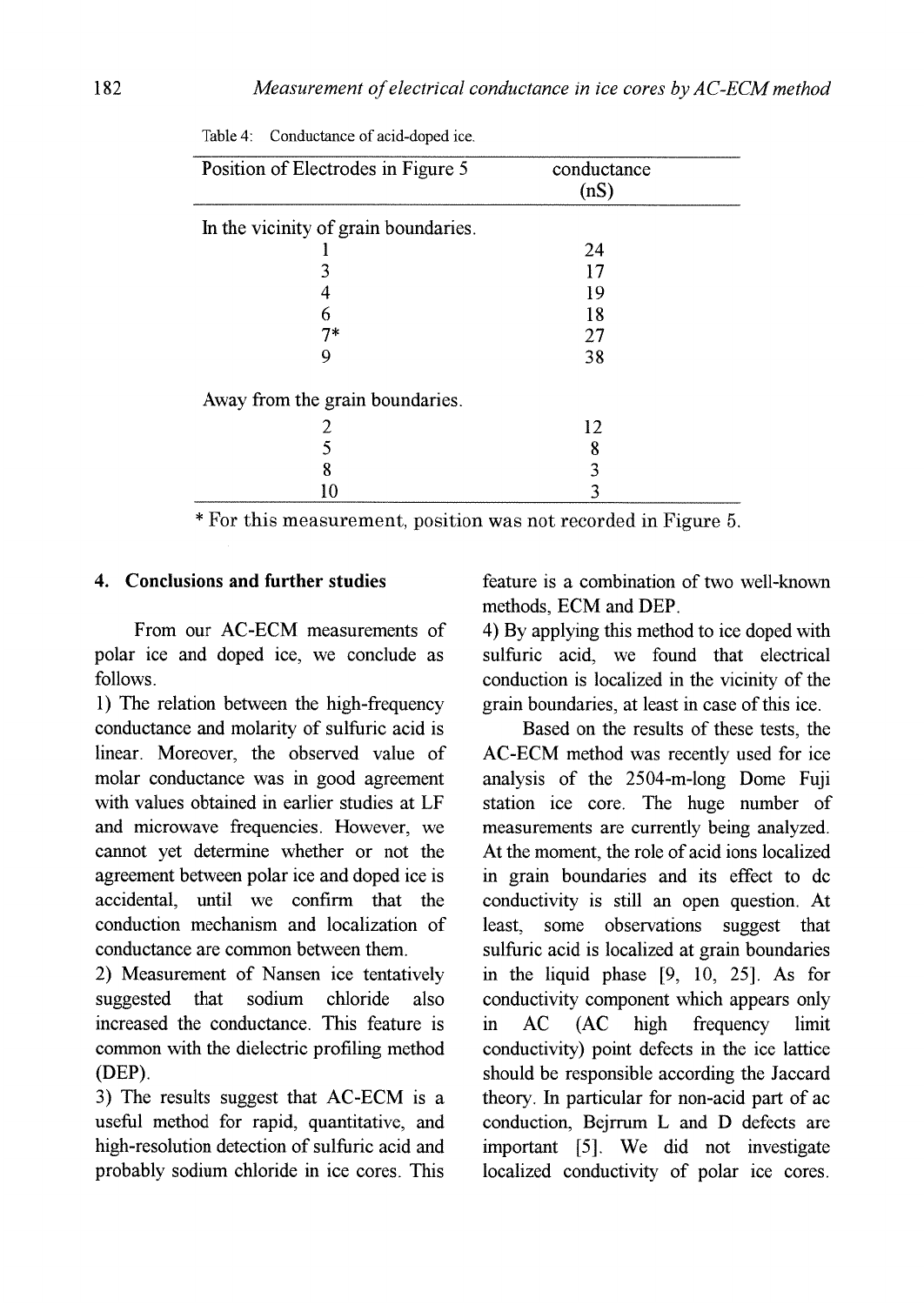Table 4: Conductance of acid-doped ice.

| Position of Electrodes in Figure 5 | conductance (nS) |
|---|---|
| In the vicinity of grain boundaries. | |
| 1 | 24 |
| 3 | 17 |
| 4 | 19 |
| 6 | 18 |
| 7* | 27 |
| 9 | 38 |
| Away from the grain boundaries. | |
| 2 | 12 |
| 5 | 8 |
| 8 | 3 |
| 10 | 3 |

\* For this measurement, position was not recorded in Figure 5.

## 4. Conclusions and further studies

From our AC-ECM measurements of polar ice and doped ice, we conclude as follows.

1) The relation between the high-frequency conductance and molarity of sulfuric acid is linear. Moreover, the observed value of molar conductance was in good agreement with values obtained in earlier studies at LF and microwave frequencies. However, we cannot yet determine whether or not the agreement between polar ice and doped ice is accidental, until we confirm that the conduction mechanism and localization of conductance are common between them.

2) Measurement of Nansen ice tentatively suggested that sodium chloride also increased the conductance. This feature is common with the dielectric profiling method (DEP).

3) The results suggest that AC-ECM is a useful method for rapid, quantitative, and high-resolution detection of sulfuric acid and probably sodium chloride in ice cores. This feature is a combination of two well-known methods, ECM and DEP.

4) By applying this method to ice doped with sulfuric acid, we found that electrical conduction is localized in the vicinity of the grain boundaries, at least in case of this ice.

Based on the results of these tests, the AC-ECM method was recently used for ice analysis of the 2504-m-long Dome Fuji station ice core. The huge number of measurements are currently being analyzed. At the moment, the role of acid ions localized in grain boundaries and its effect to dc conductivity is still an open question. At least, some observations suggest that sulfuric acid is localized at grain boundaries in the liquid phase [9, 10, 25]. As for conductivity component which appears only in AC (AC high frequency limit conductivity) point defects in the ice lattice should be responsible according the Jaccard theory. In particular for non-acid part of ac conduction, Bejrrum L and D defects are important [5]. We did not investigate localized conductivity of polar ice cores.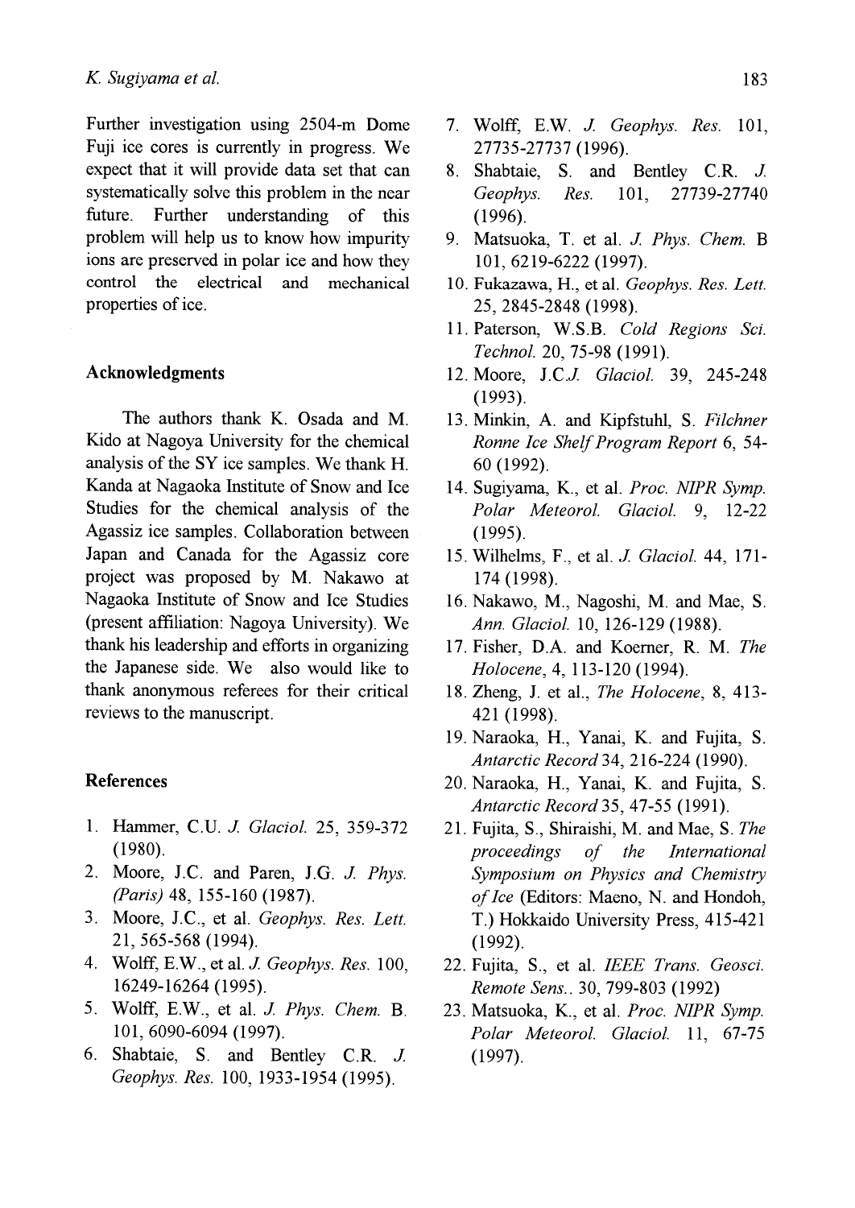Further investigation using 2504-m Dome Fuji ice cores is currently in progress. We expect that it will provide data set that can systematically solve this problem in the near future. Further understanding of this problem will help us to know how impurity ions are preserved in polar ice and how they control the electrical and mechanical properties of ice.

## Acknowledgments

The authors thank K. Osada and M. Kido at Nagoya University for the chemical analysis of the SY ice samples. We thank H. Kanda at Nagaoka Institute of Snow and Ice Studies for the chemical analysis of the Agassiz ice samples. Collaboration between Japan and Canada for the Agassiz core project was proposed by M. Nakawo at Nagaoka Institute of Snow and Ice Studies (present affiliation: Nagoya University). We thank his leadership and efforts in organizing the Japanese side. We also would like to thank anonymous referees for their critical reviews to the manuscript.

## References

1. Hammer, C.U. *J. Glaciol.* 25, 359-372 (1980).
2. Moore, J.C. and Paren, J.G. *J. Phys. (Paris)* 48, 155-160 (1987).
3. Moore, J.C., et al. *Geophys. Res. Lett.* 21, 565-568 (1994).
4. Wolff, E.W., et al. *J. Geophys. Res.* 100, 16249-16264 (1995).
5. Wolff, E.W., et al. *J. Phys. Chem.* B. 101, 6090-6094 (1997).
6. Shabtaie, S. and Bentley C.R. *J. Geophys. Res.* 100, 1933-1954 (1995).
7. Wolff, E.W. *J. Geophys. Res.* 101, 27735-27737 (1996).
8. Shabtaie, S. and Bentley C.R. *J. Geophys. Res.* 101, 27739-27740 (1996).
9. Matsuoka, T. et al. *J. Phys. Chem.* B 101, 6219-6222 (1997).
10. Fukazawa, H., et al. *Geophys. Res. Lett.* 25, 2845-2848 (1998).
11. Paterson, W.S.B. *Cold Regions Sci. Technol.* 20, 75-98 (1991).
12. Moore, J.C.*J. Glaciol.* 39, 245-248 (1993).
13. Minkin, A. and Kipfstuhl, S. *Filchner Ronne Ice Shelf Program Report* 6, 54-60 (1992).
14. Sugiyama, K., et al. *Proc. NIPR Symp. Polar Meteorol. Glaciol.* 9, 12-22 (1995).
15. Wilhelms, F., et al. *J. Glaciol.* 44, 171-174 (1998).
16. Nakawo, M., Nagoshi, M. and Mae, S. *Ann. Glaciol.* 10, 126-129 (1988).
17. Fisher, D.A. and Koerner, R. M. *The Holocene*, 4, 113-120 (1994).
18. Zheng, J. et al., *The Holocene*, 8, 413-421 (1998).
19. Naraoka, H., Yanai, K. and Fujita, S. *Antarctic Record* 34, 216-224 (1990).
20. Naraoka, H., Yanai, K. and Fujita, S. *Antarctic Record* 35, 47-55 (1991).
21. Fujita, S., Shiraishi, M. and Mae, S. *The proceedings of the International Symposium on Physics and Chemistry of Ice* (Editors: Maeno, N. and Hondoh, T.) Hokkaido University Press, 415-421 (1992).
22. Fujita, S., et al. *IEEE Trans. Geosci. Remote Sens.*. 30, 799-803 (1992)
23. Matsuoka, K., et al. *Proc. NIPR Symp. Polar Meteorol. Glaciol.* 11, 67-75 (1997).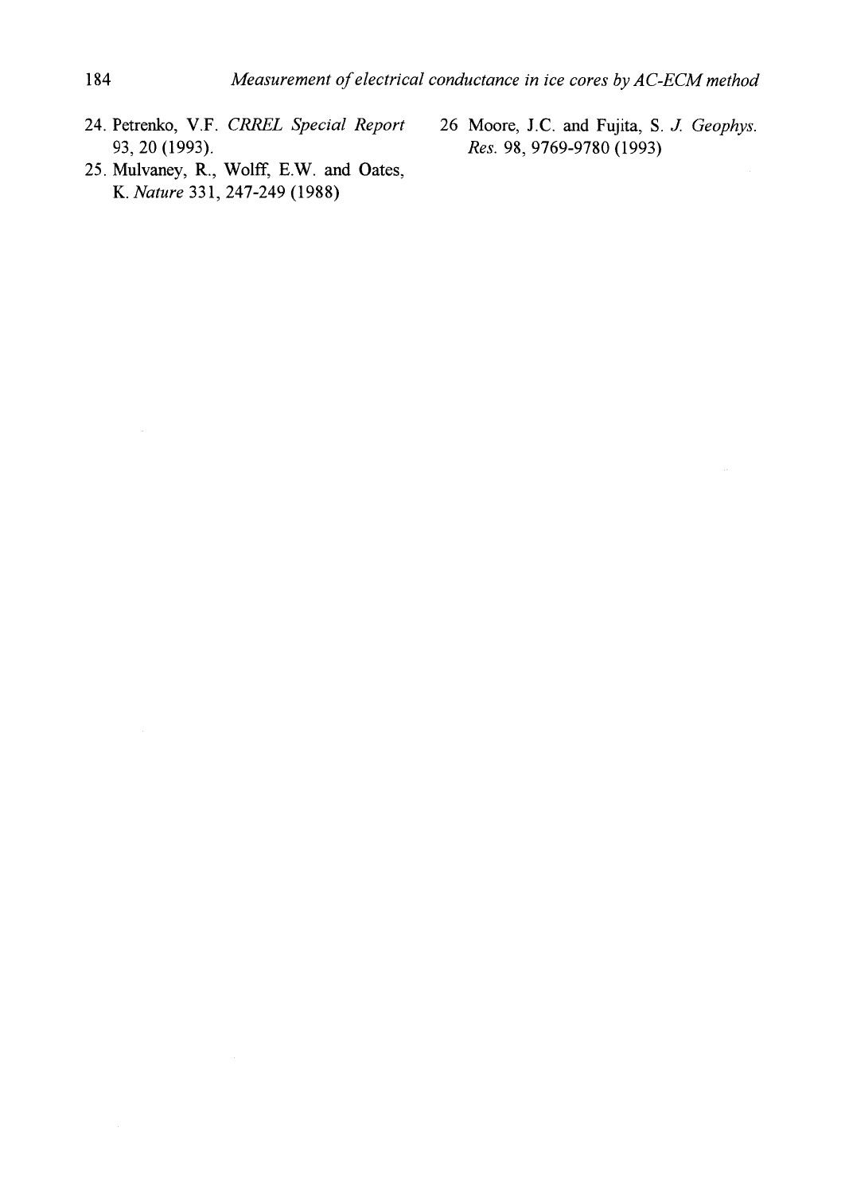24. Petrenko, V.F. *CRREL Special Report* 93, 20 (1993).
25. Mulvaney, R., Wolff, E.W. and Oates, K. *Nature* 331, 247-249 (1988)
26 Moore, J.C. and Fujita, S. *J. Geophys. Res.* 98, 9769-9780 (1993)